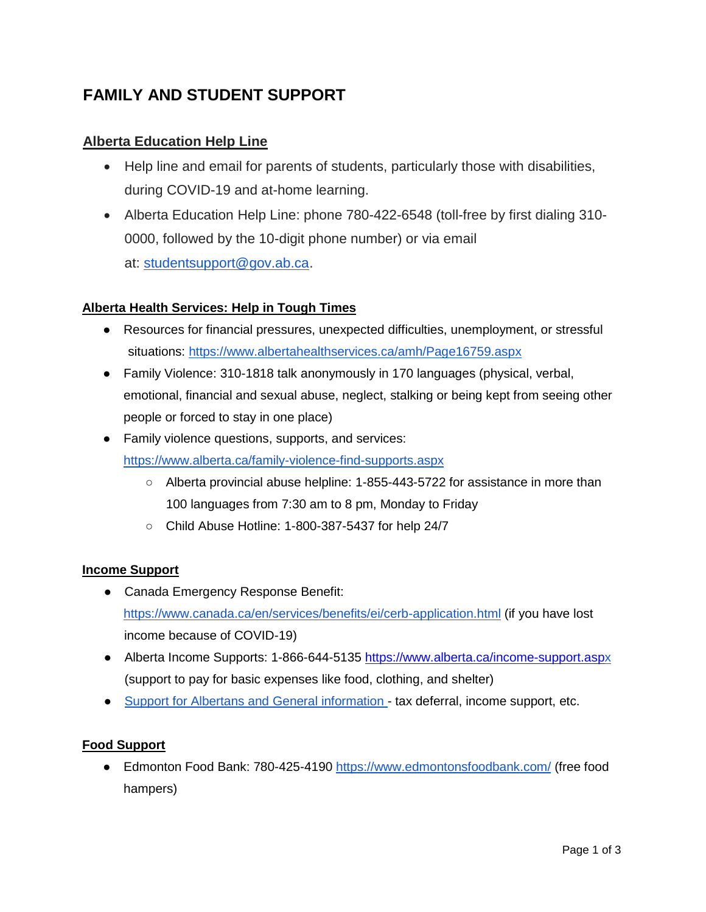# FAMILY AND STUDENT SUPPORT

## Alberta Education Help Line

- Help line and email for parents of students, particularly those with disabilities, during COVID-19 and at-home learning.
- Alberta Education Help Line: phone 780-422-6548 (toll-free by first dialing 310-0000, followed by the 10-digit phone number) or via email at: studentsupport@gov.ab.ca.

## Alberta Health Services: Help in Tough Times

- Resources for financial pressures, unexpected difficulties, unemployment, or stressful situations: https://www.albertahealthservices.ca/amh/Page16759.aspx
- Family Violence: 310-1818 talk anonymously in 170 languages (physical, verbal, emotional, financial and sexual abuse, neglect, stalking or being kept from seeing other people or forced to stay in one place)
- Family violence questions, supports, and services: https://www.alberta.ca/family-violence-find-supports.aspx
  - Alberta provincial abuse helpline: 1-855-443-5722 for assistance in more than 100 languages from 7:30 am to 8 pm, Monday to Friday
  - Child Abuse Hotline: 1-800-387-5437 for help 24/7

## Income Support

- Canada Emergency Response Benefit: https://www.canada.ca/en/services/benefits/ei/cerb-application.html (if you have lost income because of COVID-19)
- Alberta Income Supports: 1-866-644-5135 https://www.alberta.ca/income-support.aspx (support to pay for basic expenses like food, clothing, and shelter)
- Support for Albertans and General information - tax deferral, income support, etc.

## Food Support

- Edmonton Food Bank: 780-425-4190 https://www.edmontonsfoodbank.com/ (free food hampers)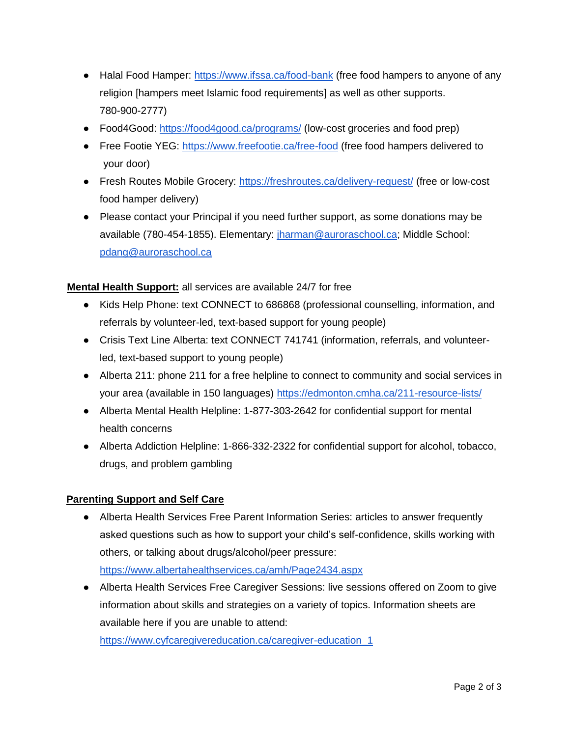- Halal Food Hamper: https://www.ifssa.ca/food-bank (free food hampers to anyone of any religion [hampers meet Islamic food requirements] as well as other supports. 780-900-2777)
- Food4Good: https://food4good.ca/programs/ (low-cost groceries and food prep)
- Free Footie YEG: https://www.freefootie.ca/free-food (free food hampers delivered to your door)
- Fresh Routes Mobile Grocery: https://freshroutes.ca/delivery-request/ (free or low-cost food hamper delivery)
- Please contact your Principal if you need further support, as some donations may be available (780-454-1855). Elementary: jharman@auroraschool.ca; Middle School: pdang@auroraschool.ca

**<u>Mental Health Support:</u>** all services are available 24/7 for free

- Kids Help Phone: text CONNECT to 686868 (professional counselling, information, and referrals by volunteer-led, text-based support for young people)
- Crisis Text Line Alberta: text CONNECT 741741 (information, referrals, and volunteer-led, text-based support to young people)
- Alberta 211: phone 211 for a free helpline to connect to community and social services in your area (available in 150 languages) https://edmonton.cmha.ca/211-resource-lists/
- Alberta Mental Health Helpline: 1-877-303-2642 for confidential support for mental health concerns
- Alberta Addiction Helpline: 1-866-332-2322 for confidential support for alcohol, tobacco, drugs, and problem gambling

**<u>Parenting Support and Self Care</u>**

- Alberta Health Services Free Parent Information Series: articles to answer frequently asked questions such as how to support your child's self-confidence, skills working with others, or talking about drugs/alcohol/peer pressure: https://www.albertahealthservices.ca/amh/Page2434.aspx
- Alberta Health Services Free Caregiver Sessions: live sessions offered on Zoom to give information about skills and strategies on a variety of topics. Information sheets are available here if you are unable to attend: https://www.cyfcaregivereducation.ca/caregiver-education_1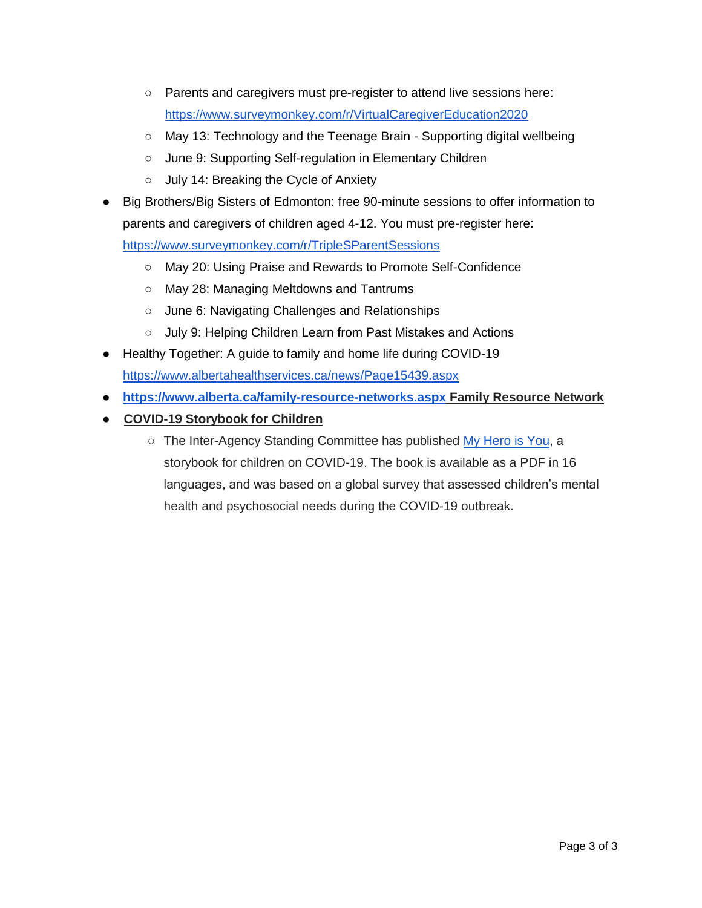- Parents and caregivers must pre-register to attend live sessions here: https://www.surveymonkey.com/r/VirtualCaregiverEducation2020
    - May 13: Technology and the Teenage Brain - Supporting digital wellbeing
    - June 9: Supporting Self-regulation in Elementary Children
    - July 14: Breaking the Cycle of Anxiety
- Big Brothers/Big Sisters of Edmonton: free 90-minute sessions to offer information to parents and caregivers of children aged 4-12. You must pre-register here: https://www.surveymonkey.com/r/TripleSParentSessions
    - May 20: Using Praise and Rewards to Promote Self-Confidence
    - May 28: Managing Meltdowns and Tantrums
    - June 6: Navigating Challenges and Relationships
    - July 9: Helping Children Learn from Past Mistakes and Actions
- Healthy Together: A guide to family and home life during COVID-19 https://www.albertahealthservices.ca/news/Page15439.aspx
- **https://www.alberta.ca/family-resource-networks.aspx Family Resource Network**
- **COVID-19 Storybook for Children**
    - The Inter-Agency Standing Committee has published My Hero is You, a storybook for children on COVID-19. The book is available as a PDF in 16 languages, and was based on a global survey that assessed children's mental health and psychosocial needs during the COVID-19 outbreak.